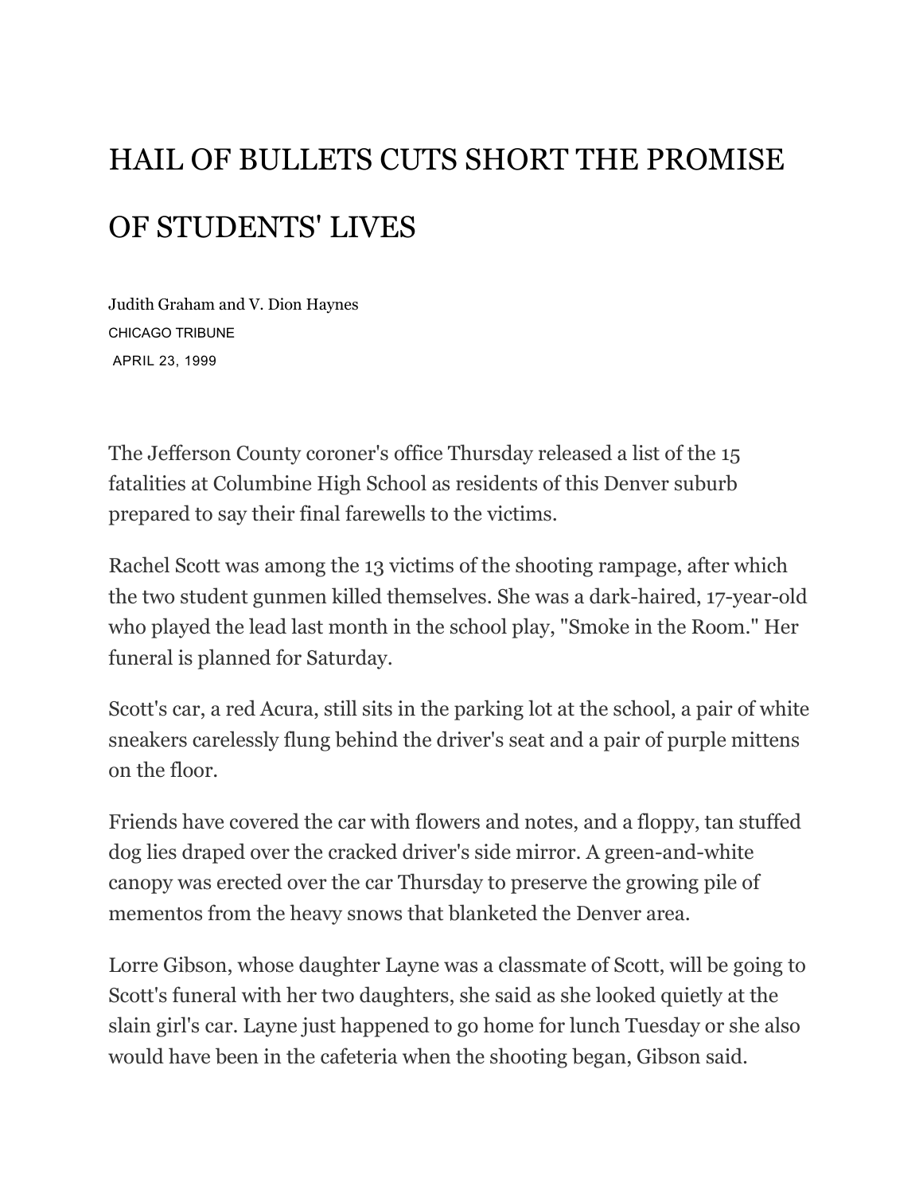# HAIL OF BULLETS CUTS SHORT THE PROMISE OF STUDENTS' LIVES

Judith Graham and V. Dion Haynes
CHICAGO TRIBUNE
APRIL 23, 1999

The Jefferson County coroner's office Thursday released a list of the 15 fatalities at Columbine High School as residents of this Denver suburb prepared to say their final farewells to the victims.

Rachel Scott was among the 13 victims of the shooting rampage, after which the two student gunmen killed themselves. She was a dark-haired, 17-year-old who played the lead last month in the school play, "Smoke in the Room." Her funeral is planned for Saturday.

Scott's car, a red Acura, still sits in the parking lot at the school, a pair of white sneakers carelessly flung behind the driver's seat and a pair of purple mittens on the floor.

Friends have covered the car with flowers and notes, and a floppy, tan stuffed dog lies draped over the cracked driver's side mirror. A green-and-white canopy was erected over the car Thursday to preserve the growing pile of mementos from the heavy snows that blanketed the Denver area.

Lorre Gibson, whose daughter Layne was a classmate of Scott, will be going to Scott's funeral with her two daughters, she said as she looked quietly at the slain girl's car. Layne just happened to go home for lunch Tuesday or she also would have been in the cafeteria when the shooting began, Gibson said.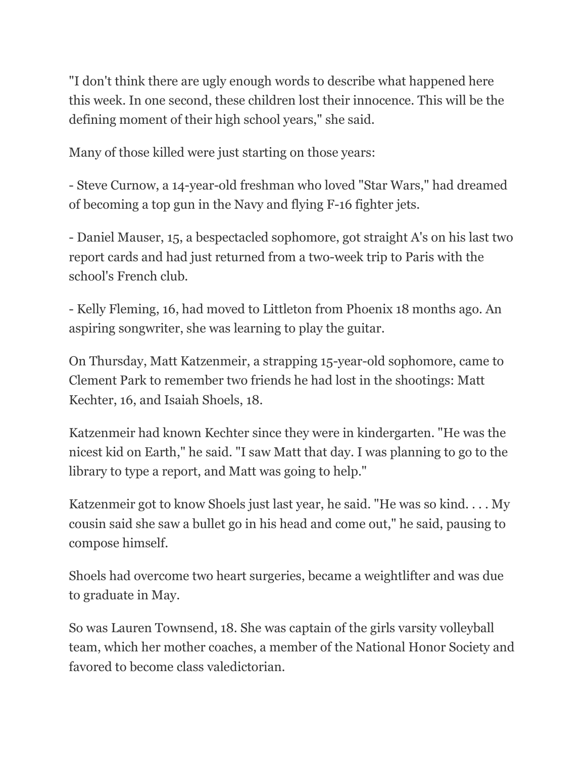"I don't think there are ugly enough words to describe what happened here this week. In one second, these children lost their innocence. This will be the defining moment of their high school years," she said.

Many of those killed were just starting on those years:

- Steve Curnow, a 14-year-old freshman who loved "Star Wars," had dreamed of becoming a top gun in the Navy and flying F-16 fighter jets.

- Daniel Mauser, 15, a bespectacled sophomore, got straight A's on his last two report cards and had just returned from a two-week trip to Paris with the school's French club.

- Kelly Fleming, 16, had moved to Littleton from Phoenix 18 months ago. An aspiring songwriter, she was learning to play the guitar.

On Thursday, Matt Katzenmeir, a strapping 15-year-old sophomore, came to Clement Park to remember two friends he had lost in the shootings: Matt Kechter, 16, and Isaiah Shoels, 18.

Katzenmeir had known Kechter since they were in kindergarten. "He was the nicest kid on Earth," he said. "I saw Matt that day. I was planning to go to the library to type a report, and Matt was going to help."

Katzenmeir got to know Shoels just last year, he said. "He was so kind. . . . My cousin said she saw a bullet go in his head and come out," he said, pausing to compose himself.

Shoels had overcome two heart surgeries, became a weightlifter and was due to graduate in May.

So was Lauren Townsend, 18. She was captain of the girls varsity volleyball team, which her mother coaches, a member of the National Honor Society and favored to become class valedictorian.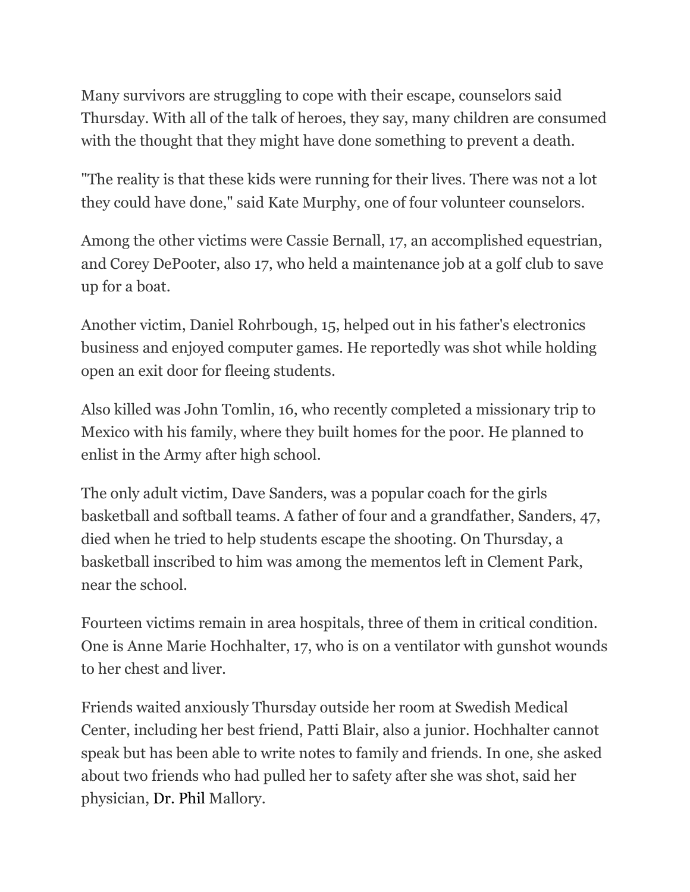Many survivors are struggling to cope with their escape, counselors said Thursday. With all of the talk of heroes, they say, many children are consumed with the thought that they might have done something to prevent a death.

"The reality is that these kids were running for their lives. There was not a lot they could have done," said Kate Murphy, one of four volunteer counselors.

Among the other victims were Cassie Bernall, 17, an accomplished equestrian, and Corey DePooter, also 17, who held a maintenance job at a golf club to save up for a boat.

Another victim, Daniel Rohrbough, 15, helped out in his father's electronics business and enjoyed computer games. He reportedly was shot while holding open an exit door for fleeing students.

Also killed was John Tomlin, 16, who recently completed a missionary trip to Mexico with his family, where they built homes for the poor. He planned to enlist in the Army after high school.

The only adult victim, Dave Sanders, was a popular coach for the girls basketball and softball teams. A father of four and a grandfather, Sanders, 47, died when he tried to help students escape the shooting. On Thursday, a basketball inscribed to him was among the mementos left in Clement Park, near the school.

Fourteen victims remain in area hospitals, three of them in critical condition. One is Anne Marie Hochhalter, 17, who is on a ventilator with gunshot wounds to her chest and liver.

Friends waited anxiously Thursday outside her room at Swedish Medical Center, including her best friend, Patti Blair, also a junior. Hochhalter cannot speak but has been able to write notes to family and friends. In one, she asked about two friends who had pulled her to safety after she was shot, said her physician, Dr. Phil Mallory.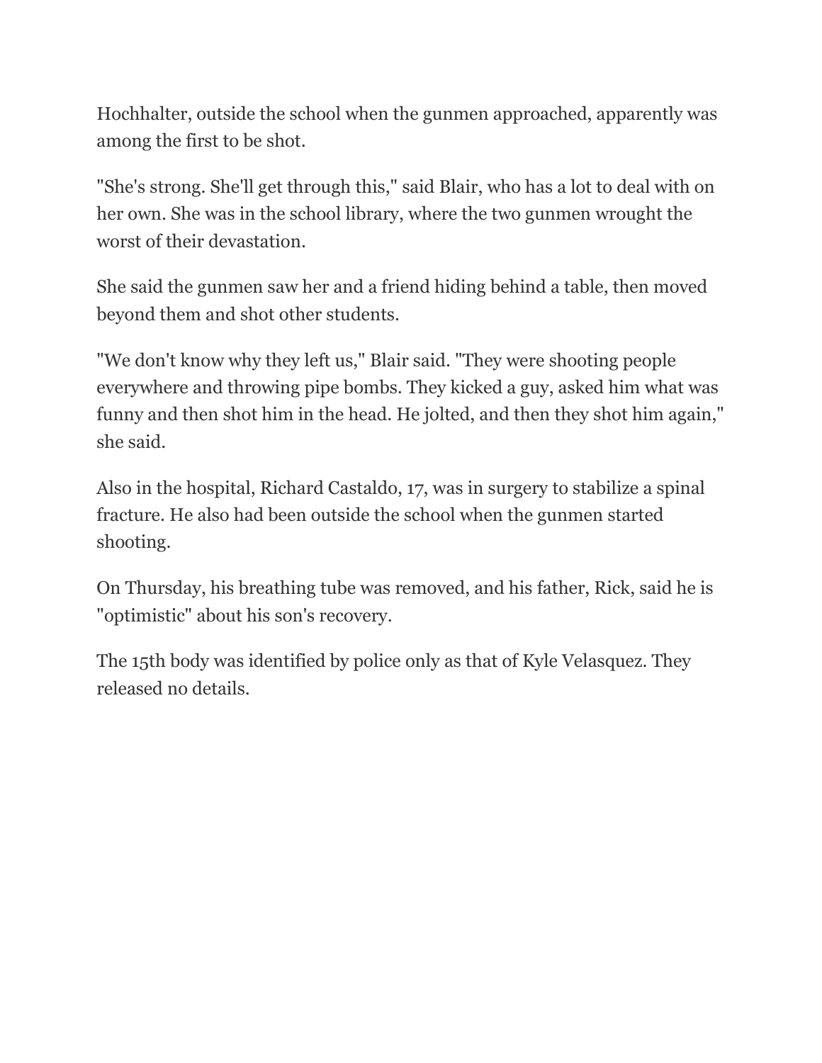Hochhalter, outside the school when the gunmen approached, apparently was among the first to be shot.

"She's strong. She'll get through this," said Blair, who has a lot to deal with on her own. She was in the school library, where the two gunmen wrought the worst of their devastation.

She said the gunmen saw her and a friend hiding behind a table, then moved beyond them and shot other students.

"We don't know why they left us," Blair said. "They were shooting people everywhere and throwing pipe bombs. They kicked a guy, asked him what was funny and then shot him in the head. He jolted, and then they shot him again," she said.

Also in the hospital, Richard Castaldo, 17, was in surgery to stabilize a spinal fracture. He also had been outside the school when the gunmen started shooting.

On Thursday, his breathing tube was removed, and his father, Rick, said he is "optimistic" about his son's recovery.

The 15th body was identified by police only as that of Kyle Velasquez. They released no details.